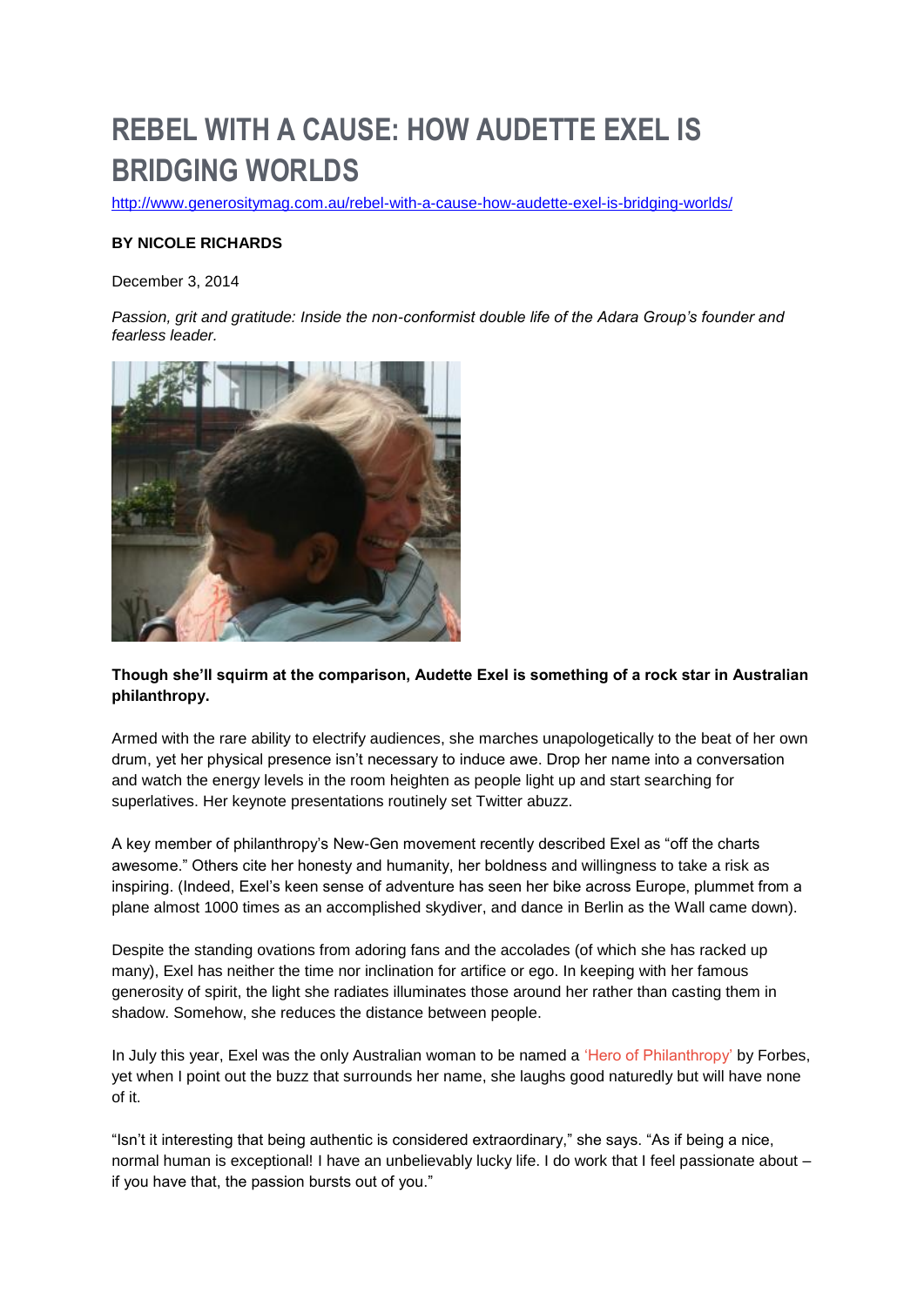# REBEL WITH A CAUSE: HOW AUDETTE EXEL IS BRIDGING WORLDS

http://www.generositymag.com.au/rebel-with-a-cause-how-audette-exel-is-bridging-worlds/

**BY NICOLE RICHARDS**

December 3, 2014

*Passion, grit and gratitude: Inside the non-conformist double life of the Adara Group's founder and fearless leader.*

**Though she'll squirm at the comparison, Audette Exel is something of a rock star in Australian philanthropy.**

Armed with the rare ability to electrify audiences, she marches unapologetically to the beat of her own drum, yet her physical presence isn't necessary to induce awe. Drop her name into a conversation and watch the energy levels in the room heighten as people light up and start searching for superlatives. Her keynote presentations routinely set Twitter abuzz.

A key member of philanthropy's New-Gen movement recently described Exel as "off the charts awesome." Others cite her honesty and humanity, her boldness and willingness to take a risk as inspiring. (Indeed, Exel's keen sense of adventure has seen her bike across Europe, plummet from a plane almost 1000 times as an accomplished skydiver, and dance in Berlin as the Wall came down).

Despite the standing ovations from adoring fans and the accolades (of which she has racked up many), Exel has neither the time nor inclination for artifice or ego. In keeping with her famous generosity of spirit, the light she radiates illuminates those around her rather than casting them in shadow. Somehow, she reduces the distance between people.

In July this year, Exel was the only Australian woman to be named a 'Hero of Philanthropy' by Forbes, yet when I point out the buzz that surrounds her name, she laughs good naturedly but will have none of it.

"Isn't it interesting that being authentic is considered extraordinary," she says. "As if being a nice, normal human is exceptional! I have an unbelievably lucky life. I do work that I feel passionate about – if you have that, the passion bursts out of you."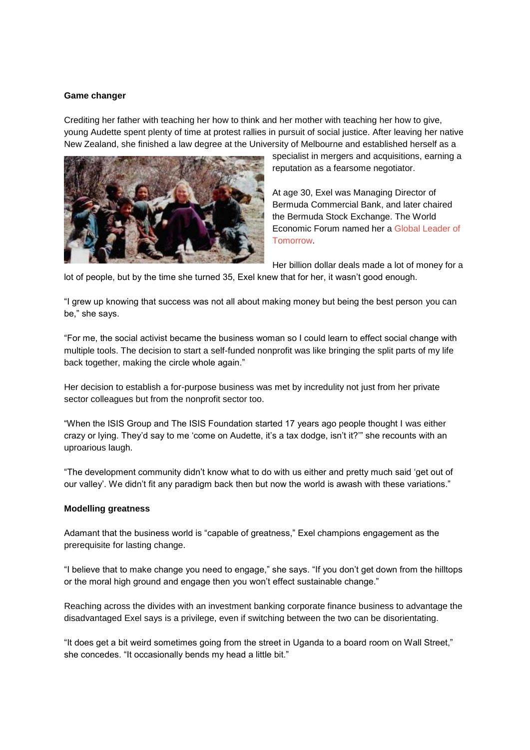**Game changer**

Crediting her father with teaching her how to think and her mother with teaching her how to give, young Audette spent plenty of time at protest rallies in pursuit of social justice. After leaving her native New Zealand, she finished a law degree at the University of Melbourne and established herself as a specialist in mergers and acquisitions, earning a reputation as a fearsome negotiator.

At age 30, Exel was Managing Director of Bermuda Commercial Bank, and later chaired the Bermuda Stock Exchange. The World Economic Forum named her a Global Leader of Tomorrow.

Her billion dollar deals made a lot of money for a lot of people, but by the time she turned 35, Exel knew that for her, it wasn't good enough.

"I grew up knowing that success was not all about making money but being the best person you can be," she says.

"For me, the social activist became the business woman so I could learn to effect social change with multiple tools. The decision to start a self-funded nonprofit was like bringing the split parts of my life back together, making the circle whole again."

Her decision to establish a for-purpose business was met by incredulity not just from her private sector colleagues but from the nonprofit sector too.

"When the ISIS Group and The ISIS Foundation started 17 years ago people thought I was either crazy or lying. They'd say to me 'come on Audette, it's a tax dodge, isn't it?'" she recounts with an uproarious laugh.

"The development community didn't know what to do with us either and pretty much said 'get out of our valley'. We didn't fit any paradigm back then but now the world is awash with these variations."

**Modelling greatness**

Adamant that the business world is "capable of greatness," Exel champions engagement as the prerequisite for lasting change.

"I believe that to make change you need to engage," she says. "If you don't get down from the hilltops or the moral high ground and engage then you won't effect sustainable change."

Reaching across the divides with an investment banking corporate finance business to advantage the disadvantaged Exel says is a privilege, even if switching between the two can be disorientating.

"It does get a bit weird sometimes going from the street in Uganda to a board room on Wall Street," she concedes. "It occasionally bends my head a little bit."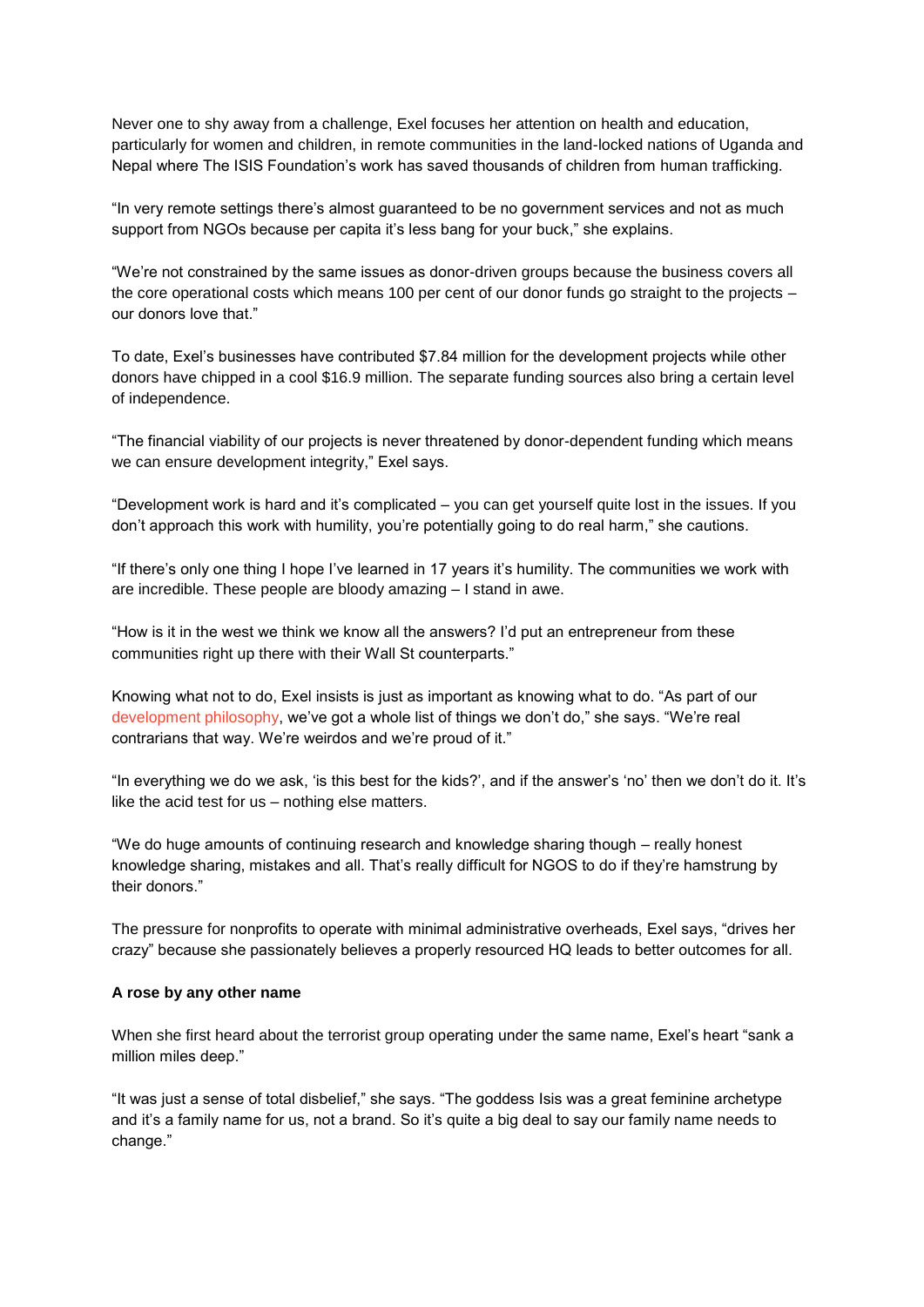Never one to shy away from a challenge, Exel focuses her attention on health and education, particularly for women and children, in remote communities in the land-locked nations of Uganda and Nepal where The ISIS Foundation's work has saved thousands of children from human trafficking.

"In very remote settings there's almost guaranteed to be no government services and not as much support from NGOs because per capita it's less bang for your buck," she explains.

"We're not constrained by the same issues as donor-driven groups because the business covers all the core operational costs which means 100 per cent of our donor funds go straight to the projects – our donors love that."

To date, Exel's businesses have contributed $7.84 million for the development projects while other donors have chipped in a cool $16.9 million. The separate funding sources also bring a certain level of independence.

"The financial viability of our projects is never threatened by donor-dependent funding which means we can ensure development integrity," Exel says.

"Development work is hard and it's complicated – you can get yourself quite lost in the issues. If you don't approach this work with humility, you're potentially going to do real harm," she cautions.

"If there's only one thing I hope I've learned in 17 years it's humility. The communities we work with are incredible. These people are bloody amazing – I stand in awe.

"How is it in the west we think we know all the answers? I'd put an entrepreneur from these communities right up there with their Wall St counterparts."

Knowing what not to do, Exel insists is just as important as knowing what to do. "As part of our development philosophy, we've got a whole list of things we don't do," she says. "We're real contrarians that way. We're weirdos and we're proud of it."

"In everything we do we ask, 'is this best for the kids?', and if the answer's 'no' then we don't do it. It's like the acid test for us – nothing else matters.

"We do huge amounts of continuing research and knowledge sharing though – really honest knowledge sharing, mistakes and all. That's really difficult for NGOS to do if they're hamstrung by their donors."

The pressure for nonprofits to operate with minimal administrative overheads, Exel says, "drives her crazy" because she passionately believes a properly resourced HQ leads to better outcomes for all.

**A rose by any other name**

When she first heard about the terrorist group operating under the same name, Exel's heart "sank a million miles deep."

"It was just a sense of total disbelief," she says. "The goddess Isis was a great feminine archetype and it's a family name for us, not a brand. So it's quite a big deal to say our family name needs to change."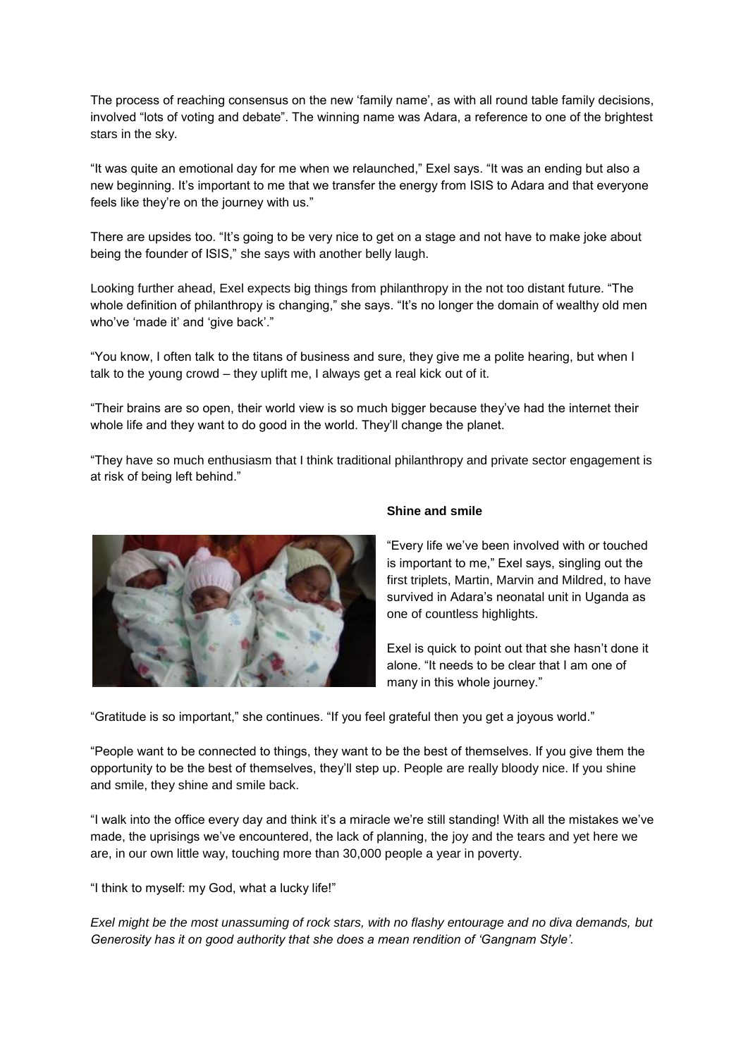The process of reaching consensus on the new 'family name', as with all round table family decisions, involved "lots of voting and debate". The winning name was Adara, a reference to one of the brightest stars in the sky.

"It was quite an emotional day for me when we relaunched," Exel says. "It was an ending but also a new beginning. It's important to me that we transfer the energy from ISIS to Adara and that everyone feels like they're on the journey with us."

There are upsides too. "It's going to be very nice to get on a stage and not have to make joke about being the founder of ISIS," she says with another belly laugh.

Looking further ahead, Exel expects big things from philanthropy in the not too distant future. "The whole definition of philanthropy is changing," she says. "It's no longer the domain of wealthy old men who've 'made it' and 'give back'."

"You know, I often talk to the titans of business and sure, they give me a polite hearing, but when I talk to the young crowd – they uplift me, I always get a real kick out of it.

"Their brains are so open, their world view is so much bigger because they've had the internet their whole life and they want to do good in the world. They'll change the planet.

"They have so much enthusiasm that I think traditional philanthropy and private sector engagement is at risk of being left behind."

**Shine and smile**

"Every life we've been involved with or touched is important to me," Exel says, singling out the first triplets, Martin, Marvin and Mildred, to have survived in Adara's neonatal unit in Uganda as one of countless highlights.

Exel is quick to point out that she hasn't done it alone. "It needs to be clear that I am one of many in this whole journey."

"Gratitude is so important," she continues. "If you feel grateful then you get a joyous world."

"People want to be connected to things, they want to be the best of themselves. If you give them the opportunity to be the best of themselves, they'll step up. People are really bloody nice. If you shine and smile, they shine and smile back.

"I walk into the office every day and think it's a miracle we're still standing! With all the mistakes we've made, the uprisings we've encountered, the lack of planning, the joy and the tears and yet here we are, in our own little way, touching more than 30,000 people a year in poverty.

"I think to myself: my God, what a lucky life!"

*Exel might be the most unassuming of rock stars, with no flashy entourage and no diva demands, but Generosity has it on good authority that she does a mean rendition of 'Gangnam Style'.*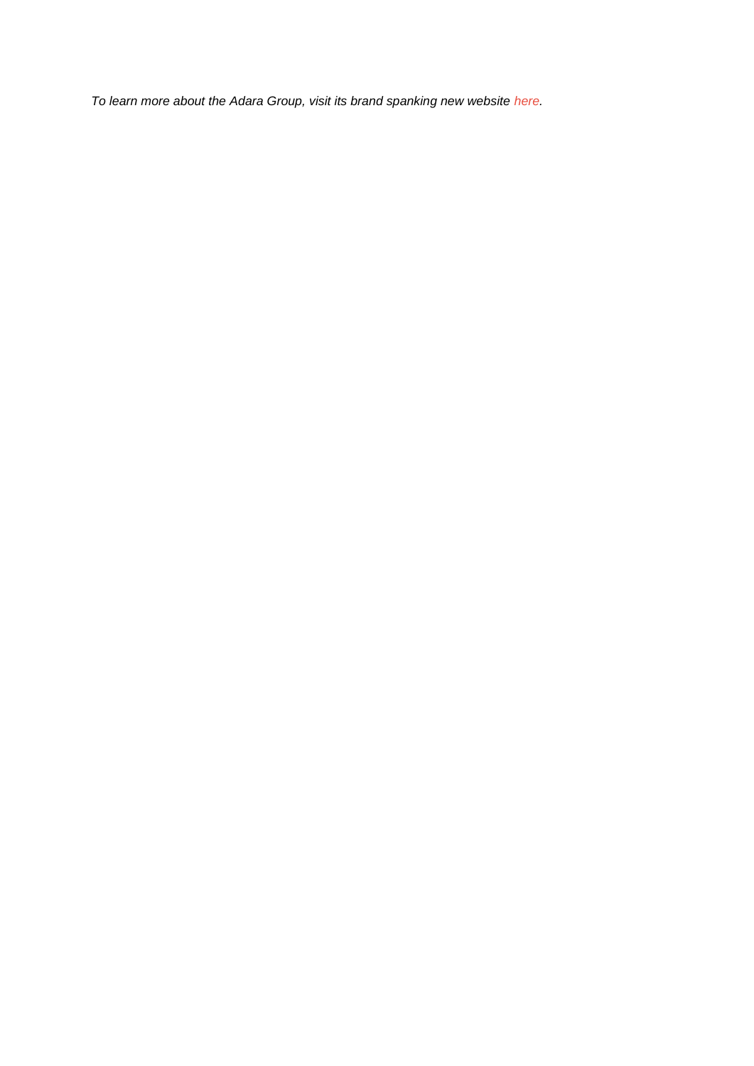*To learn more about the Adara Group, visit its brand spanking new website here.*